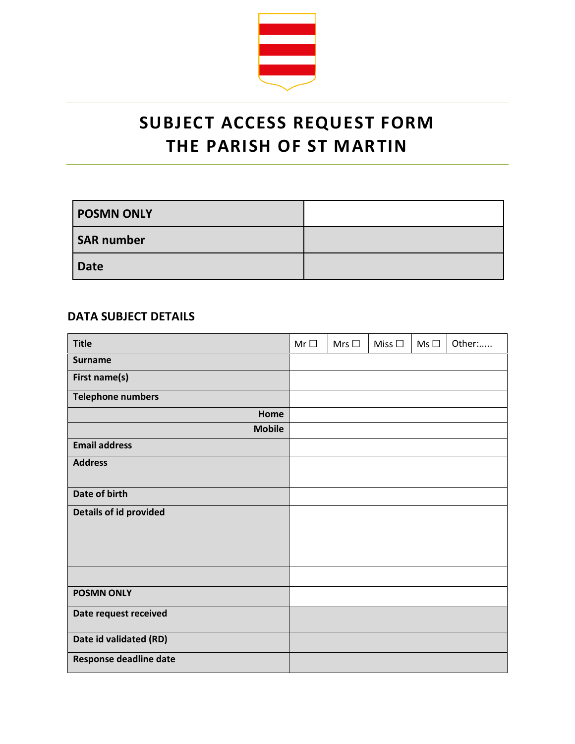# SUBJECT ACCESS REQUEST FORM
# THE PARISH OF ST MARTIN

| **POSMN ONLY** | |
|---|---|
| **SAR number** | |
| **Date** | |

## DATA SUBJECT DETAILS

| **Title** | Mr ☐ | Mrs ☐ | Miss ☐ | Ms ☐ | Other:..... |
|---|---|---|---|---|---|
| **Surname** | | | | | |
| **First name(s)** | | | | | |
| **Telephone numbers** | | | | | |
| **Home** | | | | | |
| **Mobile** | | | | | |
| **Email address** | | | | | |
| **Address** | | | | | |
| **Date of birth** | | | | | |
| **Details of id provided** | | | | | |
| | | | | | |
| **POSMN ONLY** | | | | | |
| **Date request received** | | | | | |
| **Date id validated (RD)** | | | | | |
| **Response deadline date** | | | | | |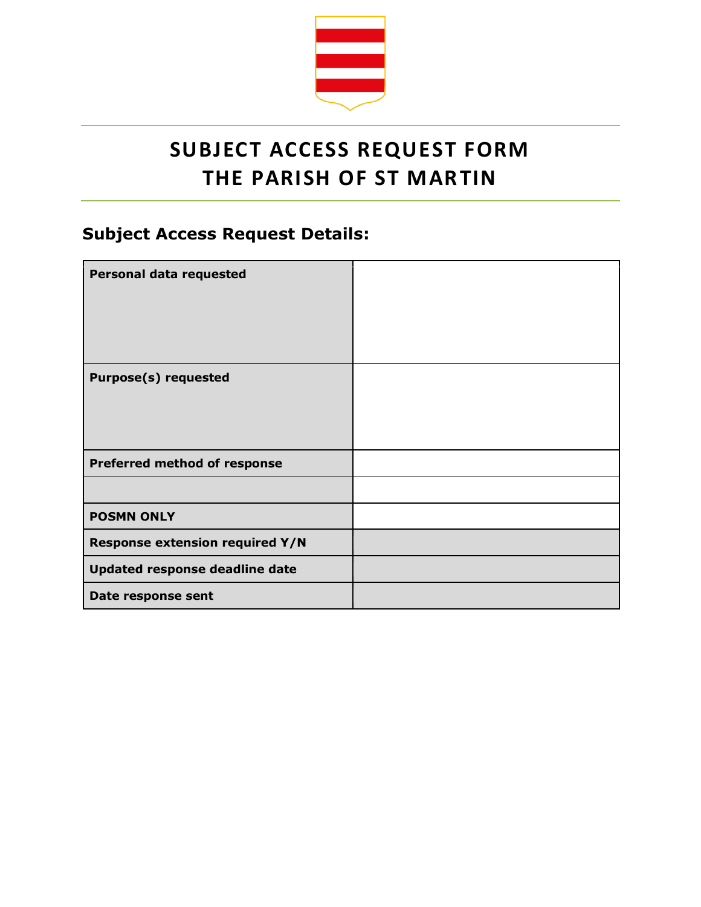# SUBJECT ACCESS REQUEST FORM
# THE PARISH OF ST MARTIN

## Subject Access Request Details:

| | |
|---|---|
| **Personal data requested** | |
| **Purpose(s) requested** | |
| **Preferred method of response** | |
| | |
| **POSMN ONLY** | |
| **Response extension required Y/N** | |
| **Updated response deadline date** | |
| **Date response sent** | |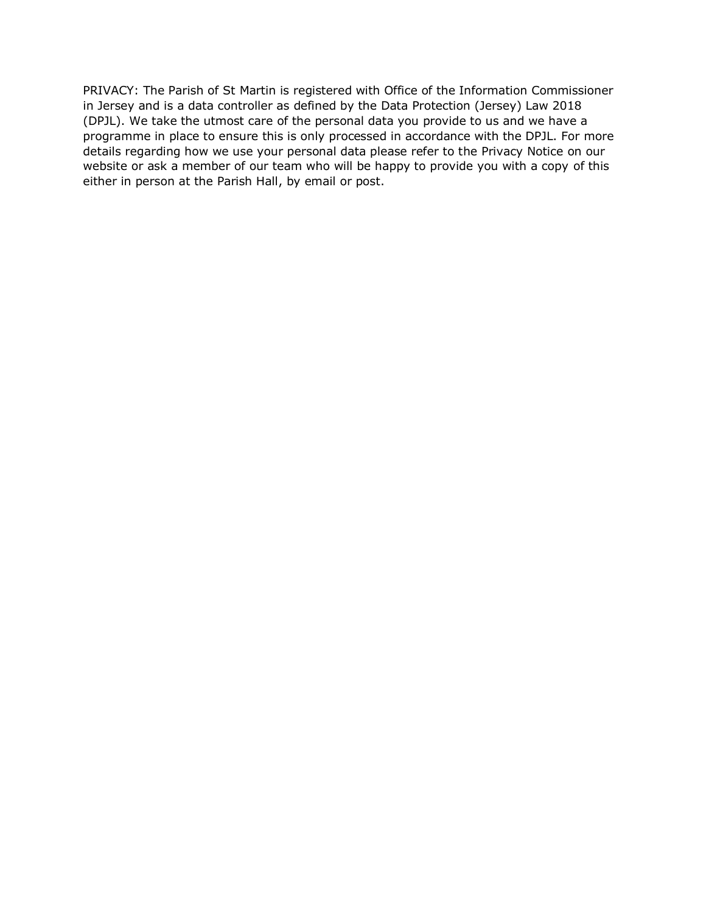PRIVACY: The Parish of St Martin is registered with Office of the Information Commissioner in Jersey and is a data controller as defined by the Data Protection (Jersey) Law 2018 (DPJL). We take the utmost care of the personal data you provide to us and we have a programme in place to ensure this is only processed in accordance with the DPJL. For more details regarding how we use your personal data please refer to the Privacy Notice on our website or ask a member of our team who will be happy to provide you with a copy of this either in person at the Parish Hall, by email or post.